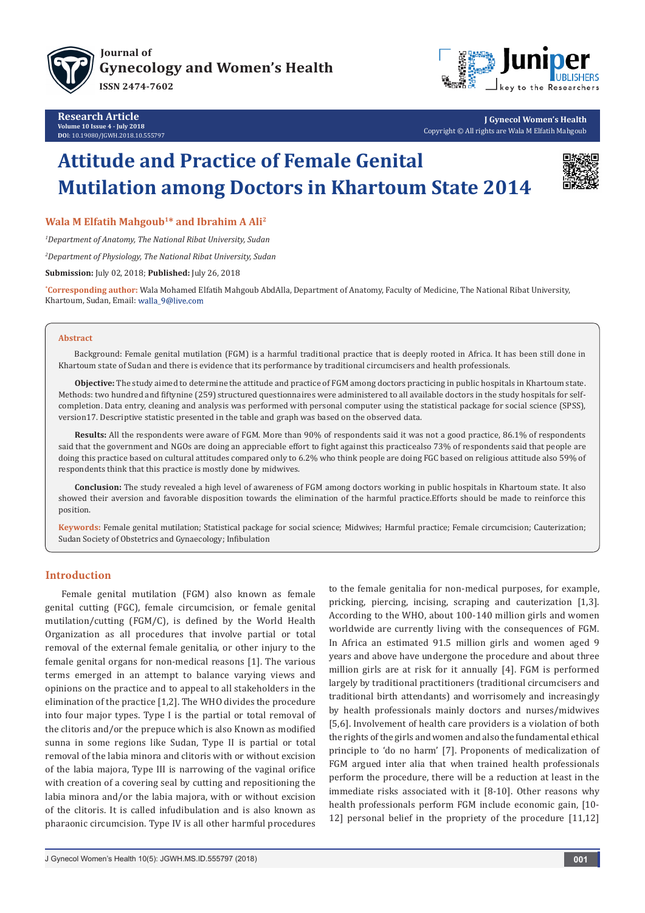Research Article

# Attitude and Practice of Female Genital Mutilation among Doctors in Khartoum State 2014

**Wala M Elfatih Mahgoub[1]* and Ibrahim A Ali[2]**

*[1]Department of Anatomy, The National Ribat University, Sudan*

*[2]Department of Physiology, The National Ribat University, Sudan*

**Submission:** July 02, 2018; **Published:** July 26, 2018

*Corresponding author: Wala Mohamed Elfatih Mahgoub AbdAlla, Department of Anatomy, Faculty of Medicine, The National Ribat University, Khartoum, Sudan, Email: walla_9@live.com

## Abstract

Background: Female genital mutilation (FGM) is a harmful traditional practice that is deeply rooted in Africa. It has been still done in Khartoum state of Sudan and there is evidence that its performance by traditional circumcisers and health professionals.

**Objective:** The study aimed to determine the attitude and practice of FGM among doctors practicing in public hospitals in Khartoum state. Methods: two hundred and fiftynine (259) structured questionnaires were administered to all available doctors in the study hospitals for self-completion. Data entry, cleaning and analysis was performed with personal computer using the statistical package for social science (SPSS), version17. Descriptive statistic presented in the table and graph was based on the observed data.

**Results:** All the respondents were aware of FGM. More than 90% of respondents said it was not a good practice, 86.1% of respondents said that the government and NGOs are doing an appreciable effort to fight against this practicealso 73% of respondents said that people are doing this practice based on cultural attitudes compared only to 6.2% who think people are doing FGC based on religious attitude also 59% of respondents think that this practice is mostly done by midwives.

**Conclusion:** The study revealed a high level of awareness of FGM among doctors working in public hospitals in Khartoum state. It also showed their aversion and favorable disposition towards the elimination of the harmful practice.Efforts should be made to reinforce this position.

**Keywords:** Female genital mutilation; Statistical package for social science; Midwives; Harmful practice; Female circumcision; Cauterization; Sudan Society of Obstetrics and Gynaecology; Infibulation

## Introduction

Female genital mutilation (FGM) also known as female genital cutting (FGC), female circumcision, or female genital mutilation/cutting (FGM/C), is defined by the World Health Organization as all procedures that involve partial or total removal of the external female genitalia, or other injury to the female genital organs for non-medical reasons [1]. The various terms emerged in an attempt to balance varying views and opinions on the practice and to appeal to all stakeholders in the elimination of the practice [1,2]. The WHO divides the procedure into four major types. Type I is the partial or total removal of the clitoris and/or the prepuce which is also Known as modified sunna in some regions like Sudan, Type II is partial or total removal of the labia minora and clitoris with or without excision of the labia majora, Type III is narrowing of the vaginal orifice with creation of a covering seal by cutting and repositioning the labia minora and/or the labia majora, with or without excision of the clitoris. It is called infudibulation and is also known as pharaonic circumcision. Type IV is all other harmful procedures to the female genitalia for non-medical purposes, for example, pricking, piercing, incising, scraping and cauterization [1,3]. According to the WHO, about 100-140 million girls and women worldwide are currently living with the consequences of FGM. In Africa an estimated 91.5 million girls and women aged 9 years and above have undergone the procedure and about three million girls are at risk for it annually [4]. FGM is performed largely by traditional practitioners (traditional circumcisers and traditional birth attendants) and worrisomely and increasingly by health professionals mainly doctors and nurses/midwives [5,6]. Involvement of health care providers is a violation of both the rights of the girls and women and also the fundamental ethical principle to 'do no harm' [7]. Proponents of medicalization of FGM argued inter alia that when trained health professionals perform the procedure, there will be a reduction at least in the immediate risks associated with it [8-10]. Other reasons why health professionals perform FGM include economic gain, [10-12] personal belief in the propriety of the procedure [11,12]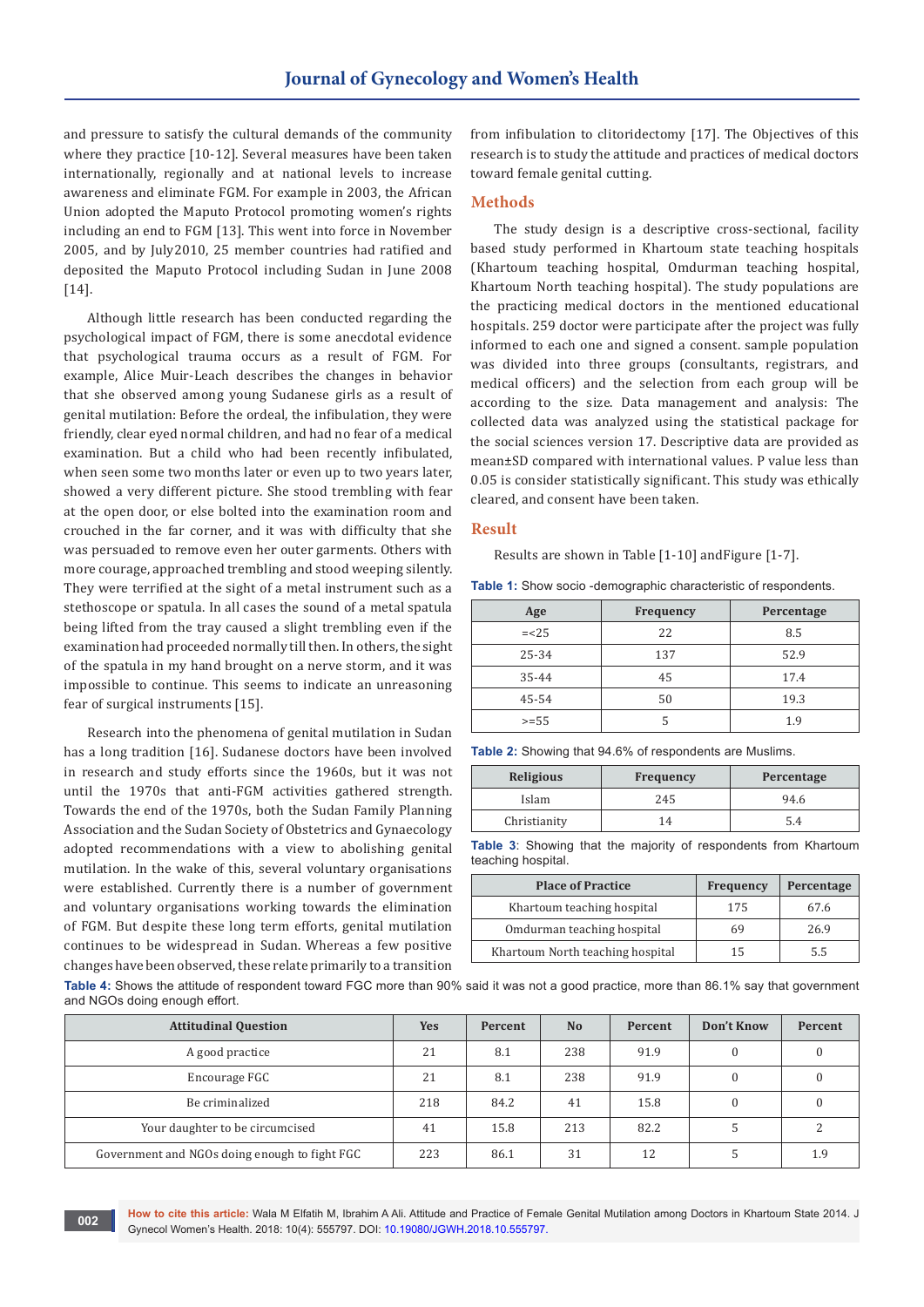and pressure to satisfy the cultural demands of the community where they practice [10-12]. Several measures have been taken internationally, regionally and at national levels to increase awareness and eliminate FGM. For example in 2003, the African Union adopted the Maputo Protocol promoting women's rights including an end to FGM [13]. This went into force in November 2005, and by July2010, 25 member countries had ratified and deposited the Maputo Protocol including Sudan in June 2008 [14].

Although little research has been conducted regarding the psychological impact of FGM, there is some anecdotal evidence that psychological trauma occurs as a result of FGM. For example, Alice Muir-Leach describes the changes in behavior that she observed among young Sudanese girls as a result of genital mutilation: Before the ordeal, the infibulation, they were friendly, clear eyed normal children, and had no fear of a medical examination. But a child who had been recently infibulated, when seen some two months later or even up to two years later, showed a very different picture. She stood trembling with fear at the open door, or else bolted into the examination room and crouched in the far corner, and it was with difficulty that she was persuaded to remove even her outer garments. Others with more courage, approached trembling and stood weeping silently. They were terrified at the sight of a metal instrument such as a stethoscope or spatula. In all cases the sound of a metal spatula being lifted from the tray caused a slight trembling even if the examination had proceeded normally till then. In others, the sight of the spatula in my hand brought on a nerve storm, and it was impossible to continue. This seems to indicate an unreasoning fear of surgical instruments [15].

Research into the phenomena of genital mutilation in Sudan has a long tradition [16]. Sudanese doctors have been involved in research and study efforts since the 1960s, but it was not until the 1970s that anti-FGM activities gathered strength. Towards the end of the 1970s, both the Sudan Family Planning Association and the Sudan Society of Obstetrics and Gynaecology adopted recommendations with a view to abolishing genital mutilation. In the wake of this, several voluntary organisations were established. Currently there is a number of government and voluntary organisations working towards the elimination of FGM. But despite these long term efforts, genital mutilation continues to be widespread in Sudan. Whereas a few positive changes have been observed, these relate primarily to a transition from infibulation to clitoridectomy [17]. The Objectives of this research is to study the attitude and practices of medical doctors toward female genital cutting.

## Methods

The study design is a descriptive cross-sectional, facility based study performed in Khartoum state teaching hospitals (Khartoum teaching hospital, Omdurman teaching hospital, Khartoum North teaching hospital). The study populations are the practicing medical doctors in the mentioned educational hospitals. 259 doctor were participate after the project was fully informed to each one and signed a consent. sample population was divided into three groups (consultants, registrars, and medical officers) and the selection from each group will be according to the size. Data management and analysis: The collected data was analyzed using the statistical package for the social sciences version 17. Descriptive data are provided as mean±SD compared with international values. P value less than 0.05 is consider statistically significant. This study was ethically cleared, and consent have been taken.

## Result

Results are shown in Table [1-10] andFigure [1-7].

**Table 1:** Show socio -demographic characteristic of respondents.

| Age | Frequency | Percentage |
|---|---|---|
| =<25 | 22 | 8.5 |
| 25-34 | 137 | 52.9 |
| 35-44 | 45 | 17.4 |
| 45-54 | 50 | 19.3 |
| >=55 | 5 | 1.9 |

**Table 2:** Showing that 94.6% of respondents are Muslims.

| Religious | Frequency | Percentage |
|---|---|---|
| Islam | 245 | 94.6 |
| Christianity | 14 | 5.4 |

**Table 3**: Showing that the majority of respondents from Khartoum teaching hospital.

| Place of Practice | Frequency | Percentage |
|---|---|---|
| Khartoum teaching hospital | 175 | 67.6 |
| Omdurman teaching hospital | 69 | 26.9 |
| Khartoum North teaching hospital | 15 | 5.5 |

**Table 4:** Shows the attitude of respondent toward FGC more than 90% said it was not a good practice, more than 86.1% say that government and NGOs doing enough effort.

| Attitudinal Question | Yes | Percent | No | Percent | Don't Know | Percent |
|---|---|---|---|---|---|---|
| A good practice | 21 | 8.1 | 238 | 91.9 | 0 | 0 |
| Encourage FGC | 21 | 8.1 | 238 | 91.9 | 0 | 0 |
| Be criminalized | 218 | 84.2 | 41 | 15.8 | 0 | 0 |
| Your daughter to be circumcised | 41 | 15.8 | 213 | 82.2 | 5 | 2 |
| Government and NGOs doing enough to fight FGC | 223 | 86.1 | 31 | 12 | 5 | 1.9 |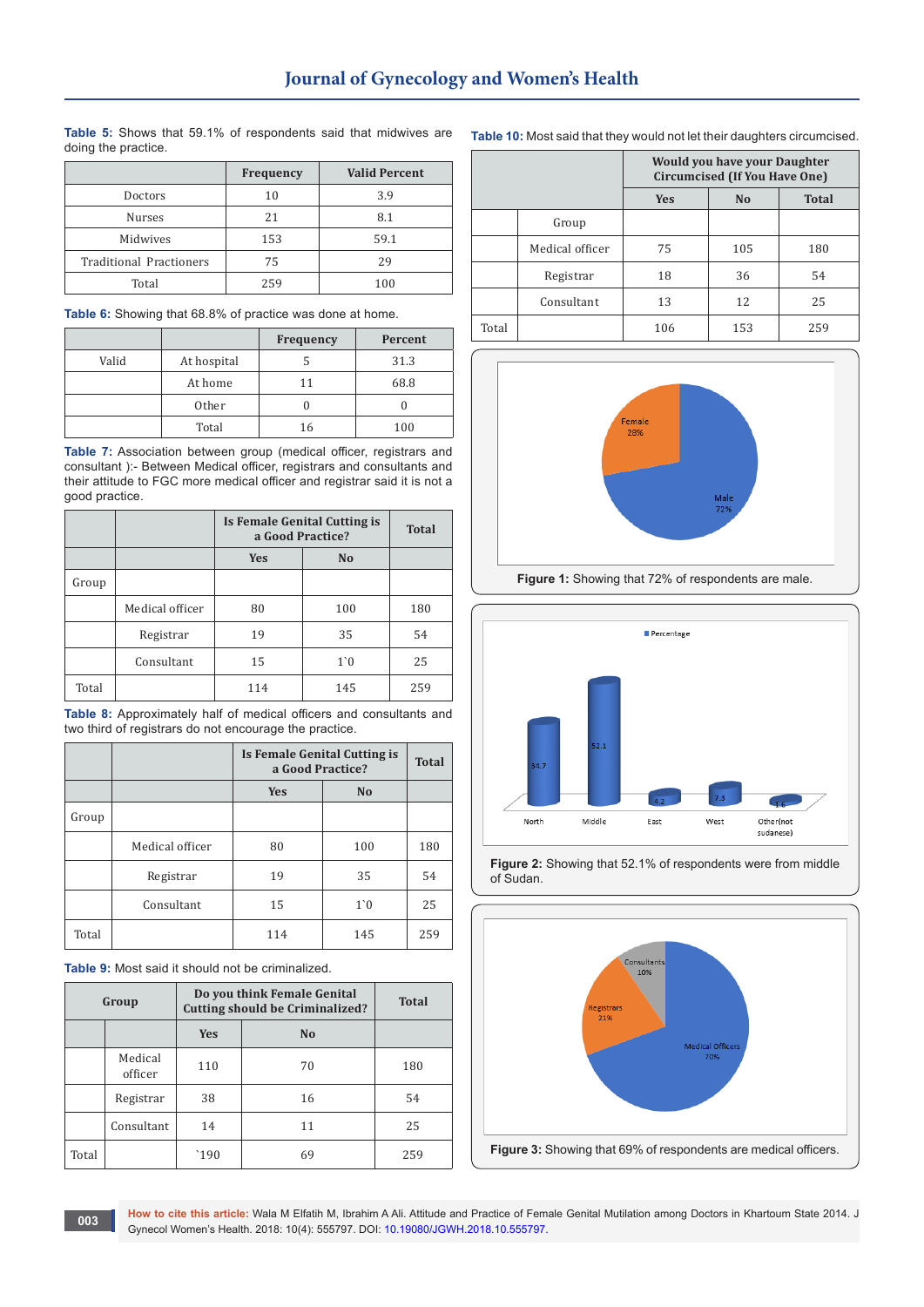**Table 5:** Shows that 59.1% of respondents said that midwives are doing the practice.

| | Frequency | Valid Percent |
|---|---|---|
| Doctors | 10 | 3.9 |
| Nurses | 21 | 8.1 |
| Midwives | 153 | 59.1 |
| Traditional Practioners | 75 | 29 |
| Total | 259 | 100 |

**Table 6:** Showing that 68.8% of practice was done at home.

| | | Frequency | Percent |
|---|---|---|---|
| Valid | At hospital | 5 | 31.3 |
| | At home | 11 | 68.8 |
| | Other | 0 | 0 |
| | Total | 16 | 100 |

**Table 7:** Association between group (medical officer, registrars and consultant ):- Between Medical officer, registrars and consultants and their attitude to FGC more medical officer and registrar said it is not a good practice.

| | | Is Female Genital Cutting is a Good Practice? | | Total |
|---|---|---|---|---|
| | | Yes | No | |
| Group | | | | |
| | Medical officer | 80 | 100 | 180 |
| | Registrar | 19 | 35 | 54 |
| | Consultant | 15 | 1`0 | 25 |
| Total | | 114 | 145 | 259 |

**Table 8:** Approximately half of medical officers and consultants and two third of registrars do not encourage the practice.

| | | Is Female Genital Cutting is a Good Practice? | | Total |
|---|---|---|---|---|
| | | Yes | No | |
| Group | | | | |
| | Medical officer | 80 | 100 | 180 |
| | Registrar | 19 | 35 | 54 |
| | Consultant | 15 | 1`0 | 25 |
| Total | | 114 | 145 | 259 |

**Table 9:** Most said it should not be criminalized.

| Group | | Do you think Female Genital Cutting should be Criminalized? | | Total |
|---|---|---|---|---|
| | | Yes | No | |
| | Medical officer | 110 | 70 | 180 |
| | Registrar | 38 | 16 | 54 |
| | Consultant | 14 | 11 | 25 |
| Total | | `190 | 69 | 259 |

**Table 10:** Most said that they would not let their daughters circumcised.

| | | Would you have your Daughter Circumcised (If You Have One) | | |
|---|---|---|---|---|
| | | Yes | No | Total |
| | Group | | | |
| | Medical officer | 75 | 105 | 180 |
| | Registrar | 18 | 36 | 54 |
| | Consultant | 13 | 12 | 25 |
| Total | | 106 | 153 | 259 |

**Figure 1:** Showing that 72% of respondents are male.

**Figure 2:** Showing that 52.1% of respondents were from middle of Sudan.

**Figure 3:** Showing that 69% of respondents are medical officers.

**How to cite this article:** Wala M Elfatih M, Ibrahim A Ali. Attitude and Practice of Female Genital Mutilation among Doctors in Khartoum State 2014. J Gynecol Women's Health. 2018: 10(4): 555797. DOI: 10.19080/JGWH.2018.10.555797.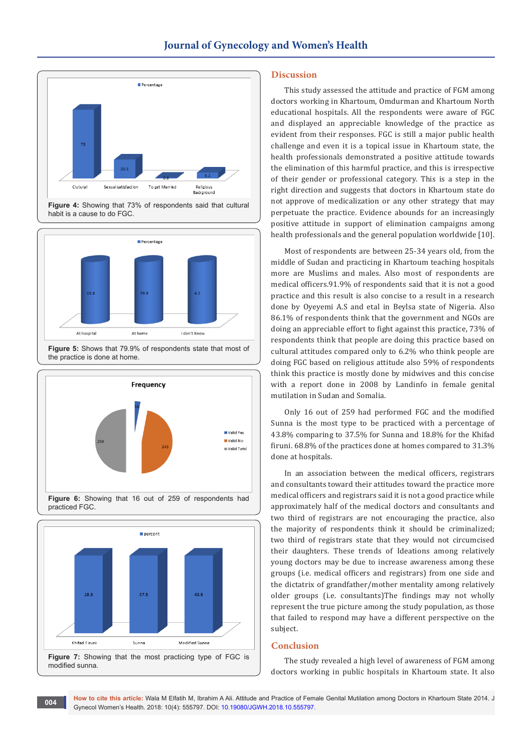Figure 4: Showing that 73% of respondents said that cultural habit is a cause to do FGC.

Figure 5: Shows that 79.9% of respondents state that most of the practice is done at home.

Figure 6: Showing that 16 out of 259 of respondents had practiced FGC.

Figure 7: Showing that the most practicing type of FGC is modified sunna.

## Discussion

This study assessed the attitude and practice of FGM among doctors working in Khartoum, Omdurman and Khartoum North educational hospitals. All the respondents were aware of FGC and displayed an appreciable knowledge of the practice as evident from their responses. FGC is still a major public health challenge and even it is a topical issue in Khartoum state, the health professionals demonstrated a positive attitude towards the elimination of this harmful practice, and this is irrespective of their gender or professional category. This is a step in the right direction and suggests that doctors in Khartoum state do not approve of medicalization or any other strategy that may perpetuate the practice. Evidence abounds for an increasingly positive attitude in support of elimination campaigns among health professionals and the general population worldwide [10].

Most of respondents are between 25-34 years old, from the middle of Sudan and practicing in Khartoum teaching hospitals more are Muslims and males. Also most of respondents are medical officers.91.9% of respondents said that it is not a good practice and this result is also concise to a result in a research done by Oyeyemi A.S and etal in Beylsa state of Nigeria. Also 86.1% of respondents think that the government and NGOs are doing an appreciable effort to fight against this practice, 73% of respondents think that people are doing this practice based on cultural attitudes compared only to 6.2% who think people are doing FGC based on religious attitude also 59% of respondents think this practice is mostly done by midwives and this concise with a report done in 2008 by Landinfo in female genital mutilation in Sudan and Somalia.

Only 16 out of 259 had performed FGC and the modified Sunna is the most type to be practiced with a percentage of 43.8% comparing to 37.5% for Sunna and 18.8% for the Khifad firuni. 68.8% of the practices done at homes compared to 31.3% done at hospitals.

In an association between the medical officers, registrars and consultants toward their attitudes toward the practice more medical officers and registrars said it is not a good practice while approximately half of the medical doctors and consultants and two third of registrars are not encouraging the practice, also the majority of respondents think it should be criminalized; two third of registrars state that they would not circumcised their daughters. These trends of Ideations among relatively young doctors may be due to increase awareness among these groups (i.e. medical officers and registrars) from one side and the dictatrix of grandfather/mother mentality among relatively older groups (i.e. consultants)The findings may not wholly represent the true picture among the study population, as those that failed to respond may have a different perspective on the subject.

## Conclusion

The study revealed a high level of awareness of FGM among doctors working in public hospitals in Khartoum state. It also

**How to cite this article:** Wala M Elfatih M, Ibrahim A Ali. Attitude and Practice of Female Genital Mutilation among Doctors in Khartoum State 2014. J Gynecol Women's Health. 2018: 10(4): 555797. DOI: 10.19080/JGWH.2018.10.555797.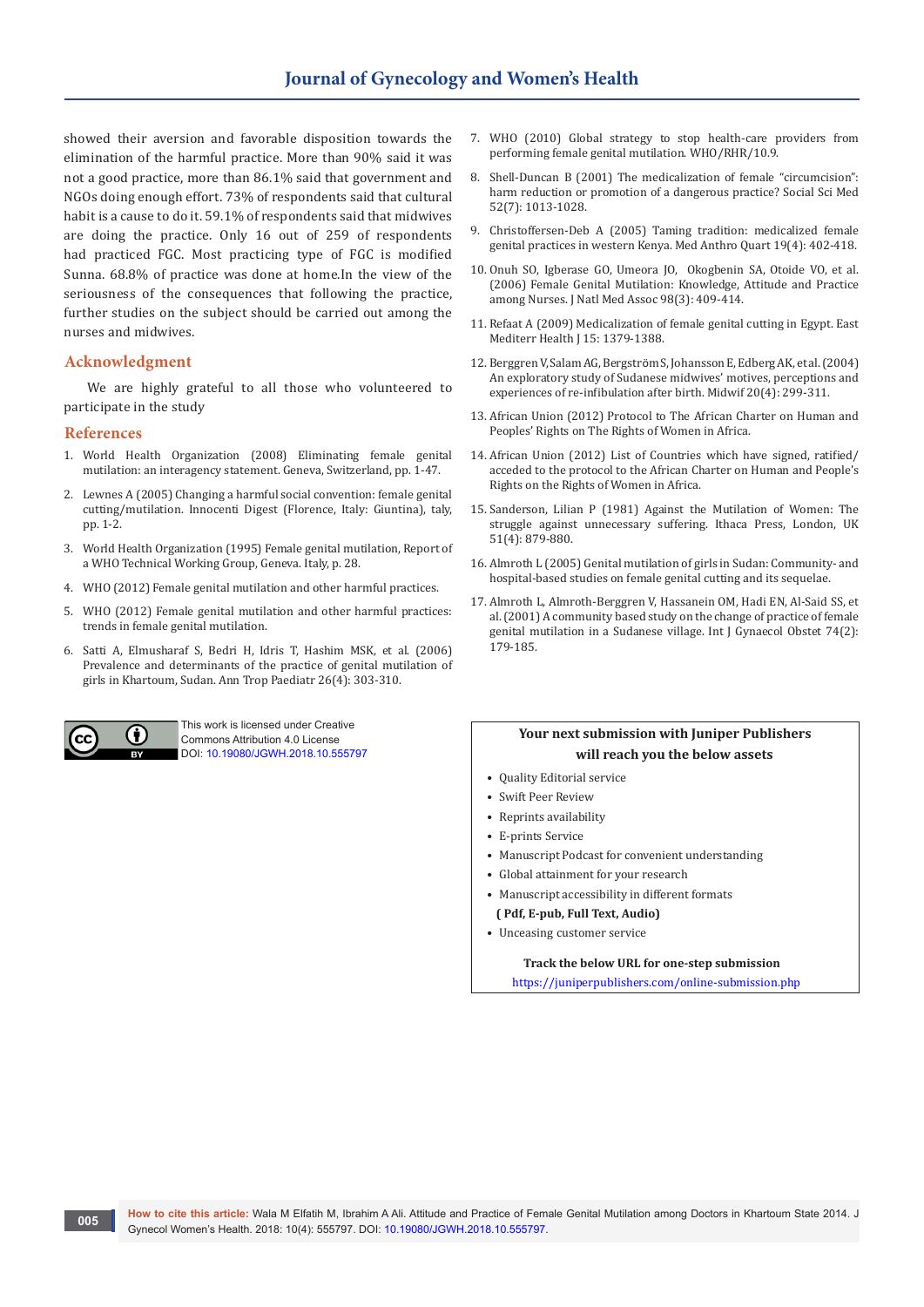showed their aversion and favorable disposition towards the elimination of the harmful practice. More than 90% said it was not a good practice, more than 86.1% said that government and NGOs doing enough effort. 73% of respondents said that cultural habit is a cause to do it. 59.1% of respondents said that midwives are doing the practice. Only 16 out of 259 of respondents had practiced FGC. Most practicing type of FGC is modified Sunna. 68.8% of practice was done at home.In the view of the seriousness of the consequences that following the practice, further studies on the subject should be carried out among the nurses and midwives.

## Acknowledgment

We are highly grateful to all those who volunteered to participate in the study

## References

1. World Health Organization (2008) Eliminating female genital mutilation: an interagency statement. Geneva, Switzerland, pp. 1-47.
2. Lewnes A (2005) Changing a harmful social convention: female genital cutting/mutilation. Innocenti Digest (Florence, Italy: Giuntina), taly, pp. 1-2.
3. World Health Organization (1995) Female genital mutilation, Report of a WHO Technical Working Group, Geneva. Italy, p. 28.
4. WHO (2012) Female genital mutilation and other harmful practices.
5. WHO (2012) Female genital mutilation and other harmful practices: trends in female genital mutilation.
6. Satti A, Elmusharaf S, Bedri H, Idris T, Hashim MSK, et al. (2006) Prevalence and determinants of the practice of genital mutilation of girls in Khartoum, Sudan. Ann Trop Paediatr 26(4): 303-310.
7. WHO (2010) Global strategy to stop health-care providers from performing female genital mutilation. WHO/RHR/10.9.
8. Shell-Duncan B (2001) The medicalization of female "circumcision": harm reduction or promotion of a dangerous practice? Social Sci Med 52(7): 1013-1028.
9. Christoffersen-Deb A (2005) Taming tradition: medicalized female genital practices in western Kenya. Med Anthro Quart 19(4): 402-418.
10. Onuh SO, Igberase GO, Umeora JO, Okogbenin SA, Otoide VO, et al. (2006) Female Genital Mutilation: Knowledge, Attitude and Practice among Nurses. J Natl Med Assoc 98(3): 409-414.
11. Refaat A (2009) Medicalization of female genital cutting in Egypt. East Mediterr Health J 15: 1379-1388.
12. Berggren V, Salam AG, Bergström S, Johansson E, Edberg AK, et al. (2004) An exploratory study of Sudanese midwives' motives, perceptions and experiences of re-infibulation after birth. Midwif 20(4): 299-311.
13. African Union (2012) Protocol to The African Charter on Human and Peoples' Rights on The Rights of Women in Africa.
14. African Union (2012) List of Countries which have signed, ratified/acceded to the protocol to the African Charter on Human and People's Rights on the Rights of Women in Africa.
15. Sanderson, Lilian P (1981) Against the Mutilation of Women: The struggle against unnecessary suffering. Ithaca Press, London, UK 51(4): 879-880.
16. Almroth L (2005) Genital mutilation of girls in Sudan: Community- and hospital-based studies on female genital cutting and its sequelae.
17. Almroth L, Almroth-Berggren V, Hassanein OM, Hadi EN, Al-Said SS, et al. (2001) A community based study on the change of practice of female genital mutilation in a Sudanese village. Int J Gynaecol Obstet 74(2): 179-185.

This work is licensed under Creative Commons Attribution 4.0 License
DOI: 10.19080/JGWH.2018.10.555797

**Your next submission with Juniper Publishers will reach you the below assets**

- Quality Editorial service
- Swift Peer Review
- Reprints availability
- E-prints Service
- Manuscript Podcast for convenient understanding
- Global attainment for your research
- Manuscript accessibility in different formats
  **( Pdf, E-pub, Full Text, Audio)**
- Unceasing customer service

**Track the below URL for one-step submission**
https://juniperpublishers.com/online-submission.php

**How to cite this article:** Wala M Elfatih M, Ibrahim A Ali. Attitude and Practice of Female Genital Mutilation among Doctors in Khartoum State 2014. J Gynecol Women's Health. 2018: 10(4): 555797. DOI: 10.19080/JGWH.2018.10.555797.